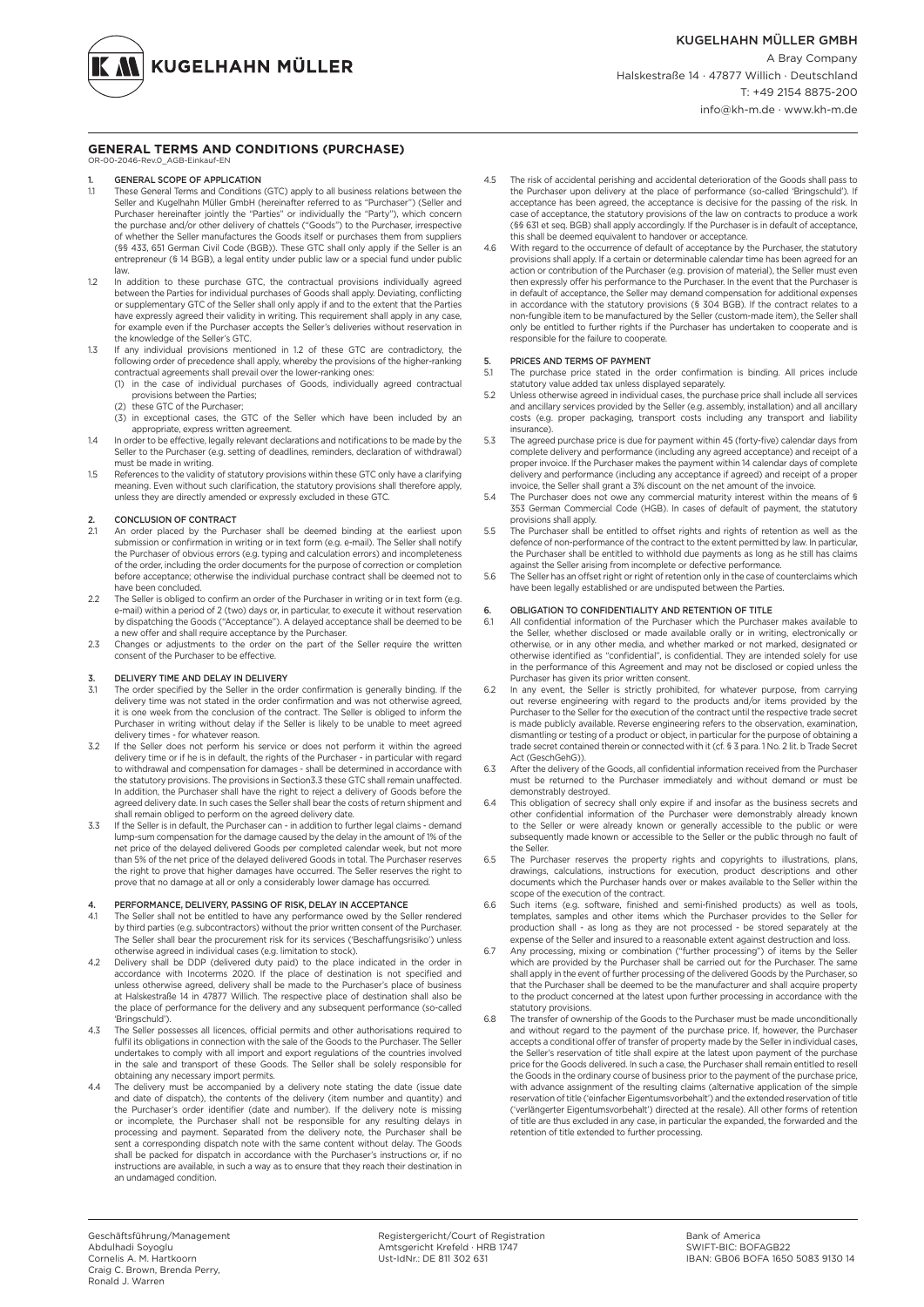KUGELHAHN MÜLLER GMBH

A Bray Company

Halskestraße 14 · 47877 Willich · Deutschland

T: +49 2154 8875-200

info@kh-m.de · www.kh-m.de

# GENERAL TERMS AND CONDITIONS (PURCHASE)

OR-00-2046-Rev.0_AGB-Einkauf-EN

## 1. GENERAL SCOPE OF APPLICATION

1.1 These General Terms and Conditions (GTC) apply to all business relations between the Seller and Kugelhahn Müller GmbH (hereinafter referred to as "Purchaser") (Seller and Purchaser hereinafter jointly the "Parties" or individually the "Party"), which concern the purchase and/or other delivery of chattels ("Goods") to the Purchaser, irrespective of whether the Seller manufactures the Goods itself or purchases them from suppliers (§§ 433, 651 German Civil Code (BGB)). These GTC shall only apply if the Seller is an entrepreneur (§ 14 BGB), a legal entity under public law or a special fund under public law.

1.2 In addition to these purchase GTC, the contractual provisions individually agreed between the Parties for individual purchases of Goods shall apply. Deviating, conflicting or supplementary GTC of the Seller shall only apply if and to the extent that the Parties have expressly agreed their validity in writing. This requirement shall apply in any case, for example even if the Purchaser accepts the Seller's deliveries without reservation in the knowledge of the Seller's GTC.

1.3 If any individual provisions mentioned in 1.2 of these GTC are contradictory, the following order of precedence shall apply, whereby the provisions of the higher-ranking contractual agreements shall prevail over the lower-ranking ones:
(1) in the case of individual purchases of Goods, individually agreed contractual provisions between the Parties;
(2) these GTC of the Purchaser;
(3) in exceptional cases, the GTC of the Seller which have been included by an appropriate, express written agreement.

1.4 In order to be effective, legally relevant declarations and notifications to be made by the Seller to the Purchaser (e.g. setting of deadlines, reminders, declaration of withdrawal) must be made in writing.

1.5 References to the validity of statutory provisions within these GTC only have a clarifying meaning. Even without such clarification, the statutory provisions shall therefore apply, unless they are directly amended or expressly excluded in these GTC.

## 2. CONCLUSION OF CONTRACT

2.1 An order placed by the Purchaser shall be deemed binding at the earliest upon submission or confirmation in writing or in text form (e.g. e-mail). The Seller shall notify the Purchaser of obvious errors (e.g. typing and calculation errors) and incompleteness of the order, including the order documents for the purpose of correction or completion before acceptance; otherwise the individual purchase contract shall be deemed not to have been concluded.

2.2 The Seller is obliged to confirm an order of the Purchaser in writing or in text form (e.g. e-mail) within a period of 2 (two) days or, in particular, to execute it without reservation by dispatching the Goods ("Acceptance"). A delayed acceptance shall be deemed to be a new offer and shall require acceptance by the Purchaser.

2.3 Changes or adjustments to the order on the part of the Seller require the written consent of the Purchaser to be effective.

## 3. DELIVERY TIME AND DELAY IN DELIVERY

3.1 The order specified by the Seller in the order confirmation is generally binding. If the delivery time was not stated in the order confirmation and was not otherwise agreed, it is one week from the conclusion of the contract. The Seller is obliged to inform the Purchaser in writing without delay if the Seller is likely to be unable to meet agreed delivery times - for whatever reason.

3.2 If the Seller does not perform his service or does not perform it within the agreed delivery time or if he is in default, the rights of the Purchaser - in particular with regard to withdrawal and compensation for damages - shall be determined in accordance with the statutory provisions. The provisions in Section3.3 these GTC shall remain unaffected. In addition, the Purchaser shall have the right to reject a delivery of Goods before the agreed delivery date. In such cases the Seller shall bear the costs of return shipment and shall remain obliged to perform on the agreed delivery date.

3.3 If the Seller is in default, the Purchaser can - in addition to further legal claims - demand lump-sum compensation for the damage caused by the delay in the amount of 1% of the net price of the delayed delivered Goods per completed calendar week, but not more than 5% of the net price of the delayed delivered Goods in total. The Purchaser reserves the right to prove that higher damages have occurred. The Seller reserves the right to prove that no damage at all or only a considerably lower damage has occurred.

## 4. PERFORMANCE, DELIVERY, PASSING OF RISK, DELAY IN ACCEPTANCE

4.1 The Seller shall not be entitled to have any performance owed by the Seller rendered by third parties (e.g. subcontractors) without the prior written consent of the Purchaser. The Seller shall bear the procurement risk for its services ('Beschaffungsrisiko') unless otherwise agreed in individual cases (e.g. limitation to stock).

4.2 Delivery shall be DDP (delivered duty paid) to the place indicated in the order in accordance with Incoterms 2020. If the place of destination is not specified and unless otherwise agreed, delivery shall be made to the Purchaser's place of business at Halskestraße 14 in 47877 Willich. The respective place of destination shall also be the place of performance for the delivery and any subsequent performance (so-called 'Bringschuld').

4.3 The Seller possesses all licences, official permits and other authorisations required to fulfil its obligations in connection with the sale of the Goods to the Purchaser. The Seller undertakes to comply with all import and export regulations of the countries involved in the sale and transport of these Goods. The Seller shall be solely responsible for obtaining any necessary import permits.

4.4 The delivery must be accompanied by a delivery note stating the date (issue date and date of dispatch), the contents of the delivery (item number and quantity) and the Purchaser's order identifier (date and number). If the delivery note is missing or incomplete, the Purchaser shall not be responsible for any resulting delays in processing and payment. Separated from the delivery note, the Purchaser shall be sent a corresponding dispatch note with the same content without delay. The Goods shall be packed for dispatch in accordance with the Purchaser's instructions or, if no instructions are available, in such a way as to ensure that they reach their destination in an undamaged condition.

4.5 The risk of accidental perishing and accidental deterioration of the Goods shall pass to the Purchaser upon delivery at the place of performance (so-called 'Bringschuld'). If acceptance has been agreed, the acceptance is decisive for the passing of the risk. In case of acceptance, the statutory provisions of the law on contracts to produce a work (§§ 631 et seq. BGB) shall apply accordingly. If the Purchaser is in default of acceptance, this shall be deemed equivalent to handover or acceptance.

4.6 With regard to the occurrence of default of acceptance by the Purchaser, the statutory provisions shall apply. If a certain or determinable calendar time has been agreed for an action or contribution of the Purchaser (e.g. provision of material), the Seller must even then expressly offer his performance to the Purchaser. In the event that the Purchaser is in default of acceptance, the Seller may demand compensation for additional expenses in accordance with the statutory provisions (§ 304 BGB). If the contract relates to a non-fungible item to be manufactured by the Seller (custom-made item), the Seller shall only be entitled to further rights if the Purchaser has undertaken to cooperate and is responsible for the failure to cooperate.

## 5. PRICES AND TERMS OF PAYMENT

5.1 The purchase price stated in the order confirmation is binding. All prices include statutory value added tax unless displayed separately.

5.2 Unless otherwise agreed in individual cases, the purchase price shall include all services and ancillary services provided by the Seller (e.g. assembly, installation) and all ancillary costs (e.g. proper packaging, transport costs including any transport and liability insurance).

5.3 The agreed purchase price is due for payment within 45 (forty-five) calendar days from complete delivery and performance (including any agreed acceptance) and receipt of a proper invoice. If the Purchaser makes the payment within 14 calendar days of complete delivery and performance (including any acceptance if agreed) and receipt of a proper invoice, the Seller shall grant a 3% discount on the net amount of the invoice.

5.4 The Purchaser does not owe any commercial maturity interest within the means of § 353 German Commercial Code (HGB). In cases of default of payment, the statutory provisions shall apply.

5.5 The Purchaser shall be entitled to offset rights and rights of retention as well as the defence of non-performance of the contract to the extent permitted by law. In particular, the Purchaser shall be entitled to withhold due payments as long as he still has claims against the Seller arising from incomplete or defective performance.

5.6 The Seller has an offset right or right of retention only in the case of counterclaims which have been legally established or are undisputed between the Parties.

## 6. OBLIGATION TO CONFIDENTIALITY AND RETENTION OF TITLE

6.1 All confidential information of the Purchaser which the Purchaser makes available to the Seller, whether disclosed or made available orally or in writing, electronically or otherwise, or in any other media, and whether marked or not marked, designated or otherwise identified as "confidential", is confidential. They are intended solely for use in the performance of this Agreement and may not be disclosed or copied unless the Purchaser has given its prior written consent.

6.2 In any event, the Seller is strictly prohibited, for whatever purpose, from carrying out reverse engineering with regard to the products and/or items provided by the Purchaser to the Seller for the execution of the contract until the respective trade secret is made publicly available. Reverse engineering refers to the observation, examination, dismantling or testing of a product or object, in particular for the purpose of obtaining a trade secret contained therein or connected with it (cf. § 3 para. 1 No. 2 lit. b Trade Secret Act (GeschGehG)).

6.3 After the delivery of the Goods, all confidential information received from the Purchaser must be returned to the Purchaser immediately and without demand or must be demonstrably destroyed.

6.4 This obligation of secrecy shall only expire if and insofar as the business secrets and other confidential information of the Purchaser were demonstrably already known to the Seller or were already known or generally accessible to the public or were subsequently made known or accessible to the Seller or the public through no fault of the Seller.

6.5 The Purchaser reserves the property rights and copyrights to illustrations, plans, drawings, calculations, instructions for execution, product descriptions and other documents which the Purchaser hands over or makes available to the Seller within the scope of the execution of the contract.

6.6 Such items (e.g. software, finished and semi-finished products) as well as tools, templates, samples and other items which the Purchaser provides to the Seller for production shall - as long as they are not processed - be stored separately at the expense of the Seller and insured to a reasonable extent against destruction and loss.

6.7 Any processing, mixing or combination ("further processing") of items by the Seller which are provided by the Purchaser shall be carried out for the Purchaser. The same shall apply in the event of further processing of the delivered Goods by the Purchaser, so that the Purchaser shall be deemed to be the manufacturer and shall acquire property to the product concerned at the latest upon further processing in accordance with the statutory provisions.

6.8 The transfer of ownership of the Goods to the Purchaser must be made unconditionally and without regard to the payment of the purchase price. If, however, the Purchaser accepts a conditional offer of transfer of property made by the Seller in individual cases, the Seller's reservation of title shall expire at the latest upon payment of the purchase price for the Goods delivered. In such a case, the Purchaser shall remain entitled to resell the Goods in the ordinary course of business prior to the payment of the purchase price, with advance assignment of the resulting claims (alternative application of the simple reservation of title ('einfacher Eigentumsvorbehalt') and the extended reservation of title ('verlängerter Eigentumsvorbehalt') directed at the resale). All other forms of retention of title are thus excluded in any case, in particular the expanded, the forwarded and the retention of title extended to further processing.

Geschäftsführung/Management
Abdulhadi Soyoglu
Cornelis A. M. Hartkoorn
Craig C. Brown, Brenda Perry,
Ronald J. Warren

Registergericht/Court of Registration
Amtsgericht Krefeld · HRB 1747
Ust-IdNr.: DE 811 302 631

Bank of America
SWIFT-BIC: BOFAGB22
IBAN: GB06 BOFA 1650 5083 9130 14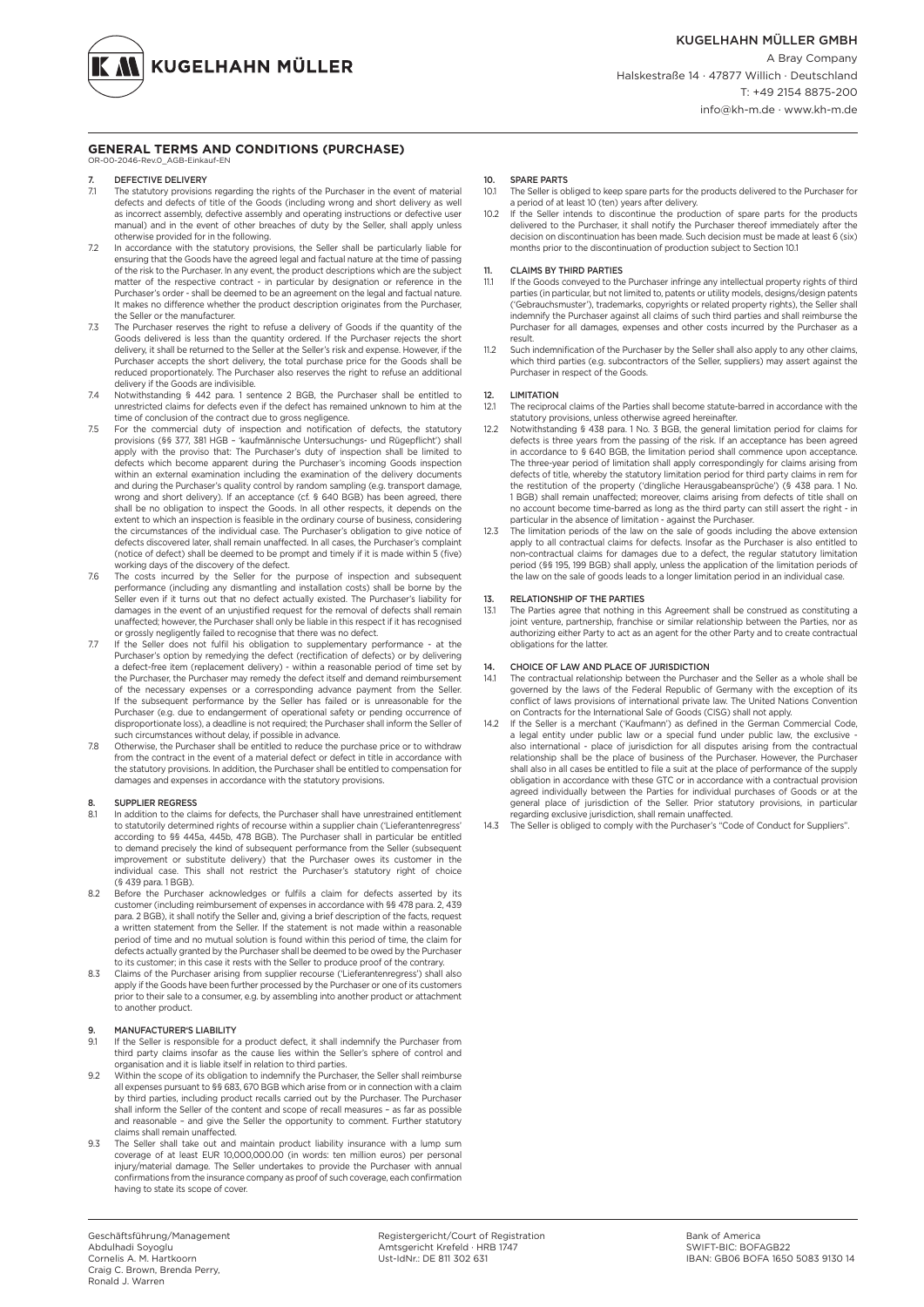# GENERAL TERMS AND CONDITIONS (PURCHASE)

OR-00-2046-Rev.0_AGB-Einkauf-EN

## 7. DEFECTIVE DELIVERY

7.1 The statutory provisions regarding the rights of the Purchaser in the event of material defects and defects of title of the Goods (including wrong and short delivery as well as incorrect assembly, defective assembly and operating instructions or defective user manual) and in the event of other breaches of duty by the Seller, shall apply unless otherwise provided for in the following.

7.2 In accordance with the statutory provisions, the Seller shall be particularly liable for ensuring that the Goods have the agreed legal and factual nature at the time of passing of the risk to the Purchaser. In any event, the product descriptions which are the subject matter of the respective contract - in particular by designation or reference in the Purchaser's order - shall be deemed to be an agreement on the legal and factual nature. It makes no difference whether the product description originates from the Purchaser, the Seller or the manufacturer.

7.3 The Purchaser reserves the right to refuse a delivery of Goods if the quantity of the Goods delivered is less than the quantity ordered. If the Purchaser rejects the short delivery, it shall be returned to the Seller at the Seller's risk and expense. However, if the Purchaser accepts the short delivery, the total purchase price for the Goods shall be reduced proportionately. The Purchaser also reserves the right to refuse an additional delivery if the Goods are indivisible.

7.4 Notwithstanding § 442 para. 1 sentence 2 BGB, the Purchaser shall be entitled to unrestricted claims for defects even if the defect has remained unknown to him at the time of conclusion of the contract due to gross negligence.

7.5 For the commercial duty of inspection and notification of defects, the statutory provisions (§§ 377, 381 HGB – 'kaufmännische Untersuchungs- und Rügepflicht') shall apply with the proviso that: The Purchaser's duty of inspection shall be limited to defects which become apparent during the Purchaser's incoming Goods inspection within an external examination including the examination of the delivery documents and during the Purchaser's quality control by random sampling (e.g. transport damage, wrong and short delivery). If an acceptance (cf. § 640 BGB) has been agreed, there shall be no obligation to inspect the Goods. In all other respects, it depends on the extent to which an inspection is feasible in the ordinary course of business, considering the circumstances of the individual case. The Purchaser's obligation to give notice of defects discovered later, shall remain unaffected. In all cases, the Purchaser's complaint (notice of defect) shall be deemed to be prompt and timely if it is made within 5 (five) working days of the discovery of the defect.

7.6 The costs incurred by the Seller for the purpose of inspection and subsequent performance (including any dismantling and installation costs) shall be borne by the Seller even if it turns out that no defect actually existed. The Purchaser's liability for damages in the event of an unjustified request for the removal of defects shall remain unaffected; however, the Purchaser shall only be liable in this respect if it has recognised or grossly negligently failed to recognise that there was no defect.

7.7 If the Seller does not fulfil his obligation to supplementary performance - at the Purchaser's option by remedying the defect (rectification of defects) or by delivering a defect-free item (replacement delivery) - within a reasonable period of time set by the Purchaser, the Purchaser may remedy the defect itself and demand reimbursement of the necessary expenses or a corresponding advance payment from the Seller. If the subsequent performance by the Seller has failed or is unreasonable for the Purchaser (e.g. due to endangerment of operational safety or pending occurrence of disproportionate loss), a deadline is not required; the Purchaser shall inform the Seller of such circumstances without delay, if possible in advance.

7.8 Otherwise, the Purchaser shall be entitled to reduce the purchase price or to withdraw from the contract in the event of a material defect or defect in title in accordance with the statutory provisions. In addition, the Purchaser shall be entitled to compensation for damages and expenses in accordance with the statutory provisions.

## 8. SUPPLIER REGRESS

8.1 In addition to the claims for defects, the Purchaser shall have unrestrained entitlement to statutorily determined rights of recourse within a supplier chain ('Lieferantenregress' according to §§ 445a, 445b, 478 BGB). The Purchaser shall in particular be entitled to demand precisely the kind of subsequent performance from the Seller (subsequent improvement or substitute delivery) that the Purchaser owes its customer in the individual case. This shall not restrict the Purchaser's statutory right of choice (§ 439 para. 1 BGB).

8.2 Before the Purchaser acknowledges or fulfils a claim for defects asserted by its customer (including reimbursement of expenses in accordance with §§ 478 para. 2, 439 para. 2 BGB), it shall notify the Seller and, giving a brief description of the facts, request a written statement from the Seller. If the statement is not made within a reasonable period of time and no mutual solution is found within this period of time, the claim for defects actually granted by the Purchaser shall be deemed to be owed by the Purchaser to its customer; in this case it rests with the Seller to produce proof of the contrary.

8.3 Claims of the Purchaser arising from supplier recourse ('Lieferantenregress') shall also apply if the Goods have been further processed by the Purchaser or one of its customers prior to their sale to a consumer, e.g. by assembling into another product or attachment to another product.

## 9. MANUFACTURER'S LIABILITY

9.1 If the Seller is responsible for a product defect, it shall indemnify the Purchaser from third party claims insofar as the cause lies within the Seller's sphere of control and organisation and it is liable itself in relation to third parties.

9.2 Within the scope of its obligation to indemnify the Purchaser, the Seller shall reimburse all expenses pursuant to §§ 683, 670 BGB which arise from or in connection with a claim by third parties, including product recalls carried out by the Purchaser. The Purchaser shall inform the Seller of the content and scope of recall measures – as far as possible and reasonable – and give the Seller the opportunity to comment. Further statutory claims shall remain unaffected.

9.3 The Seller shall take out and maintain product liability insurance with a lump sum coverage of at least EUR 10,000,000.00 (in words: ten million euros) per personal injury/material damage. The Seller undertakes to provide the Purchaser with annual confirmations from the insurance company as proof of such coverage, each confirmation having to state its scope of cover.

## 10. SPARE PARTS

10.1 The Seller is obliged to keep spare parts for the products delivered to the Purchaser for a period of at least 10 (ten) years after delivery.

10.2 If the Seller intends to discontinue the production of spare parts for the products delivered to the Purchaser, it shall notify the Purchaser thereof immediately after the decision on discontinuation has been made. Such decision must be made at least 6 (six) months prior to the discontinuation of production subject to Section 10.1

## 11. CLAIMS BY THIRD PARTIES

11.1 If the Goods conveyed to the Purchaser infringe any intellectual property rights of third parties (in particular, but not limited to, patents or utility models, designs/design patents ('Gebrauchsmuster'), trademarks, copyrights or related property rights), the Seller shall indemnify the Purchaser against all claims of such third parties and shall reimburse the Purchaser for all damages, expenses and other costs incurred by the Purchaser as a result.

11.2 Such indemnification of the Purchaser by the Seller shall also apply to any other claims, which third parties (e.g. subcontractors of the Seller, suppliers) may assert against the Purchaser in respect of the Goods.

## 12. LIMITATION

12.1 The reciprocal claims of the Parties shall become statute-barred in accordance with the statutory provisions, unless otherwise agreed hereinafter.

12.2 Notwithstanding § 438 para. 1 No. 3 BGB, the general limitation period for claims for defects is three years from the passing of the risk. If an acceptance has been agreed in accordance to § 640 BGB, the limitation period shall commence upon acceptance. The three-year period of limitation shall apply correspondingly for claims arising from defects of title, whereby the statutory limitation period for third party claims in rem for the restitution of the property ('dingliche Herausgabeansprüche') (§ 438 para. 1 No. 1 BGB) shall remain unaffected; moreover, claims arising from defects of title shall on no account become time-barred as long as the third party can still assert the right - in particular in the absence of limitation - against the Purchaser.

12.3 The limitation periods of the law on the sale of goods including the above extension apply to all contractual claims for defects. Insofar as the Purchaser is also entitled to non-contractual claims for damages due to a defect, the regular statutory limitation period (§§ 195, 199 BGB) shall apply, unless the application of the limitation periods of the law on the sale of goods leads to a longer limitation period in an individual case.

## 13. RELATIONSHIP OF THE PARTIES

13.1 The Parties agree that nothing in this Agreement shall be construed as constituting a joint venture, partnership, franchise or similar relationship between the Parties, nor as authorizing either Party to act as an agent for the other Party and to create contractual obligations for the latter.

## 14. CHOICE OF LAW AND PLACE OF JURISDICTION

14.1 The contractual relationship between the Purchaser and the Seller as a whole shall be governed by the laws of the Federal Republic of Germany with the exception of its conflict of laws provisions of international private law. The United Nations Convention on Contracts for the International Sale of Goods (CISG) shall not apply.

14.2 If the Seller is a merchant ('Kaufmann') as defined in the German Commercial Code, a legal entity under public law or a special fund under public law, the exclusive - also international - place of jurisdiction for all disputes arising from the contractual relationship shall be the place of business of the Purchaser. However, the Purchaser shall also in all cases be entitled to file a suit at the place of performance of the supply obligation in accordance with these GTC or in accordance with a contractual provision agreed individually between the Parties for individual purchases of Goods or at the general place of jurisdiction of the Seller. Prior statutory provisions, in particular regarding exclusive jurisdiction, shall remain unaffected.

14.3 The Seller is obliged to comply with the Purchaser's "Code of Conduct for Suppliers".